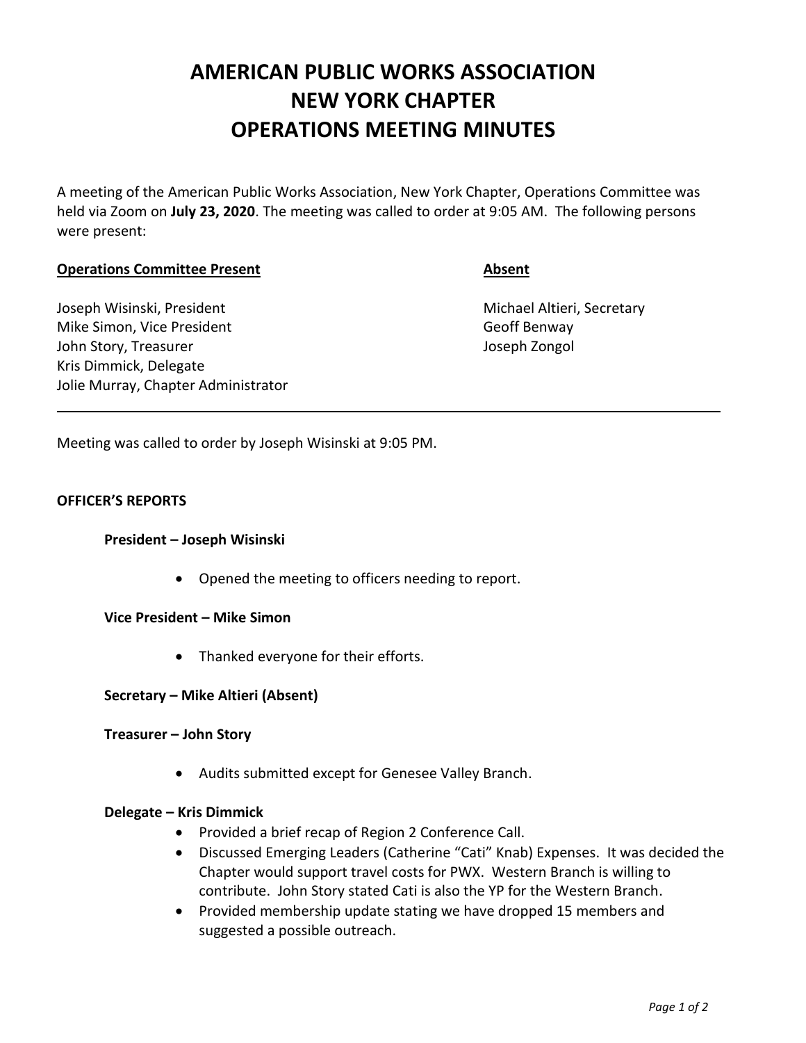# AMERICAN PUBLIC WORKS ASSOCIATION
# NEW YORK CHAPTER
# OPERATIONS MEETING MINUTES

A meeting of the American Public Works Association, New York Chapter, Operations Committee was held via Zoom on **July 23, 2020**. The meeting was called to order at 9:05 AM. The following persons were present:

| **Operations Committee Present** | **Absent** |
|---|---|
| Joseph Wisinski, President | Michael Altieri, Secretary |
| Mike Simon, Vice President | Geoff Benway |
| John Story, Treasurer | Joseph Zongol |
| Kris Dimmick, Delegate | |
| Jolie Murray, Chapter Administrator | |

---

Meeting was called to order by Joseph Wisinski at 9:05 PM.

**OFFICER'S REPORTS**

**President – Joseph Wisinski**

- Opened the meeting to officers needing to report.

**Vice President – Mike Simon**

- Thanked everyone for their efforts.

**Secretary – Mike Altieri (Absent)**

**Treasurer – John Story**

- Audits submitted except for Genesee Valley Branch.

**Delegate – Kris Dimmick**

- Provided a brief recap of Region 2 Conference Call.
- Discussed Emerging Leaders (Catherine "Cati" Knab) Expenses. It was decided the Chapter would support travel costs for PWX. Western Branch is willing to contribute. John Story stated Cati is also the YP for the Western Branch.
- Provided membership update stating we have dropped 15 members and suggested a possible outreach.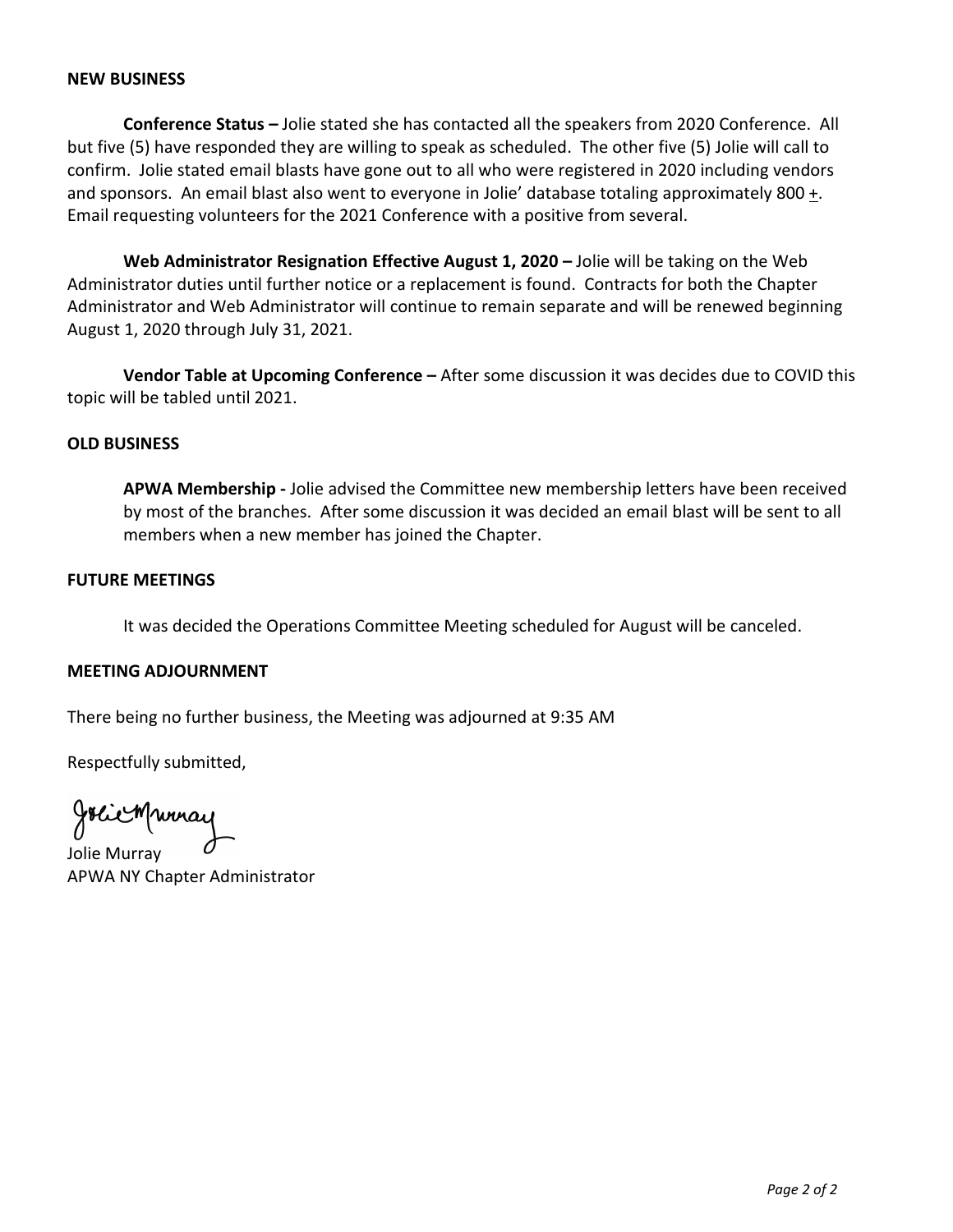**NEW BUSINESS**

**Conference Status –** Jolie stated she has contacted all the speakers from 2020 Conference. All but five (5) have responded they are willing to speak as scheduled. The other five (5) Jolie will call to confirm. Jolie stated email blasts have gone out to all who were registered in 2020 including vendors and sponsors. An email blast also went to everyone in Jolie' database totaling approximately 800 +. Email requesting volunteers for the 2021 Conference with a positive from several.

**Web Administrator Resignation Effective August 1, 2020 –** Jolie will be taking on the Web Administrator duties until further notice or a replacement is found. Contracts for both the Chapter Administrator and Web Administrator will continue to remain separate and will be renewed beginning August 1, 2020 through July 31, 2021.

**Vendor Table at Upcoming Conference –** After some discussion it was decides due to COVID this topic will be tabled until 2021.

**OLD BUSINESS**

**APWA Membership -** Jolie advised the Committee new membership letters have been received by most of the branches. After some discussion it was decided an email blast will be sent to all members when a new member has joined the Chapter.

**FUTURE MEETINGS**

It was decided the Operations Committee Meeting scheduled for August will be canceled.

**MEETING ADJOURNMENT**

There being no further business, the Meeting was adjourned at 9:35 AM

Respectfully submitted,

Jolie Murray
APWA NY Chapter Administrator